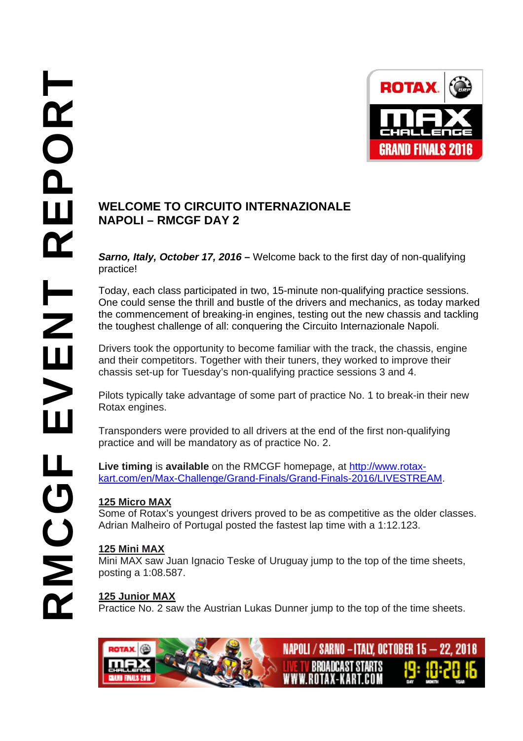# RMCGF EVENT REPORT

## WELCOME TO CIRCUITO INTERNAZIONALE NAPOLI – RMCGF DAY 2

***Sarno, Italy, October 17, 2016* –** Welcome back to the first day of non-qualifying practice!

Today, each class participated in two, 15-minute non-qualifying practice sessions. One could sense the thrill and bustle of the drivers and mechanics, as today marked the commencement of breaking-in engines, testing out the new chassis and tackling the toughest challenge of all: conquering the Circuito Internazionale Napoli.

Drivers took the opportunity to become familiar with the track, the chassis, engine and their competitors. Together with their tuners, they worked to improve their chassis set-up for Tuesday's non-qualifying practice sessions 3 and 4.

Pilots typically take advantage of some part of practice No. 1 to break-in their new Rotax engines.

Transponders were provided to all drivers at the end of the first non-qualifying practice and will be mandatory as of practice No. 2.

**Live timing** is **available** on the RMCGF homepage, at http://www.rotax-kart.com/en/Max-Challenge/Grand-Finals/Grand-Finals-2016/LIVESTREAM.

**125 Micro MAX**
Some of Rotax's youngest drivers proved to be as competitive as the older classes. Adrian Malheiro of Portugal posted the fastest lap time with a 1:12.123.

**125 Mini MAX**
Mini MAX saw Juan Ignacio Teske of Uruguay jump to the top of the time sheets, posting a 1:08.587.

**125 Junior MAX**
Practice No. 2 saw the Austrian Lukas Dunner jump to the top of the time sheets.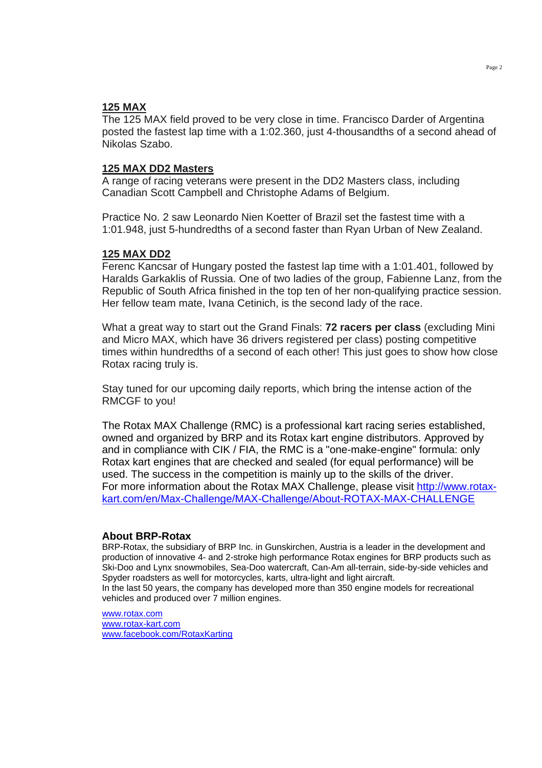## 125 MAX

The 125 MAX field proved to be very close in time. Francisco Darder of Argentina posted the fastest lap time with a 1:02.360, just 4-thousandths of a second ahead of Nikolas Szabo.

## 125 MAX DD2 Masters

A range of racing veterans were present in the DD2 Masters class, including Canadian Scott Campbell and Christophe Adams of Belgium.

Practice No. 2 saw Leonardo Nien Koetter of Brazil set the fastest time with a 1:01.948, just 5-hundredths of a second faster than Ryan Urban of New Zealand.

## 125 MAX DD2

Ferenc Kancsar of Hungary posted the fastest lap time with a 1:01.401, followed by Haralds Garkaklis of Russia. One of two ladies of the group, Fabienne Lanz, from the Republic of South Africa finished in the top ten of her non-qualifying practice session. Her fellow team mate, Ivana Cetinich, is the second lady of the race.

What a great way to start out the Grand Finals: **72 racers per class** (excluding Mini and Micro MAX, which have 36 drivers registered per class) posting competitive times within hundredths of a second of each other! This just goes to show how close Rotax racing truly is.

Stay tuned for our upcoming daily reports, which bring the intense action of the RMCGF to you!

The Rotax MAX Challenge (RMC) is a professional kart racing series established, owned and organized by BRP and its Rotax kart engine distributors. Approved by and in compliance with CIK / FIA, the RMC is a "one-make-engine" formula: only Rotax kart engines that are checked and sealed (for equal performance) will be used. The success in the competition is mainly up to the skills of the driver.
For more information about the Rotax MAX Challenge, please visit [http://www.rotax-kart.com/en/Max-Challenge/MAX-Challenge/About-ROTAX-MAX-CHALLENGE](http://www.rotax-kart.com/en/Max-Challenge/MAX-Challenge/About-ROTAX-MAX-CHALLENGE)

### About BRP-Rotax

BRP-Rotax, the subsidiary of BRP Inc. in Gunskirchen, Austria is a leader in the development and production of innovative 4- and 2-stroke high performance Rotax engines for BRP products such as Ski-Doo and Lynx snowmobiles, Sea-Doo watercraft, Can-Am all-terrain, side-by-side vehicles and Spyder roadsters as well for motorcycles, karts, ultra-light and light aircraft.
In the last 50 years, the company has developed more than 350 engine models for recreational vehicles and produced over 7 million engines.

[www.rotax.com](http://www.rotax.com)
[www.rotax-kart.com](http://www.rotax-kart.com)
[www.facebook.com/RotaxKarting](http://www.facebook.com/RotaxKarting)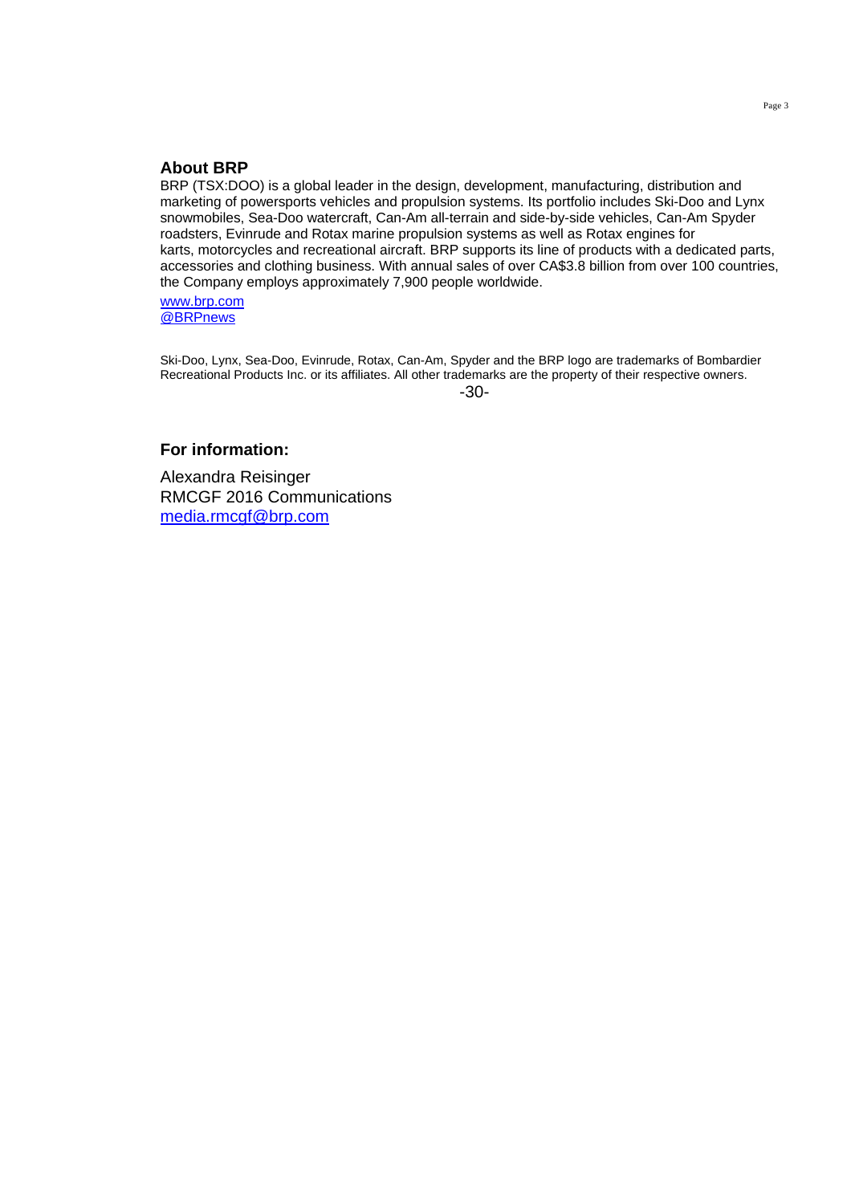## About BRP

BRP (TSX:DOO) is a global leader in the design, development, manufacturing, distribution and marketing of powersports vehicles and propulsion systems. Its portfolio includes Ski-Doo and Lynx snowmobiles, Sea-Doo watercraft, Can-Am all-terrain and side-by-side vehicles, Can-Am Spyder roadsters, Evinrude and Rotax marine propulsion systems as well as Rotax engines for karts, motorcycles and recreational aircraft. BRP supports its line of products with a dedicated parts, accessories and clothing business. With annual sales of over CA$3.8 billion from over 100 countries, the Company employs approximately 7,900 people worldwide.

[www.brp.com](http://www.brp.com)
[@BRPnews](https://twitter.com/BRPnews)

Ski-Doo, Lynx, Sea-Doo, Evinrude, Rotax, Can-Am, Spyder and the BRP logo are trademarks of Bombardier Recreational Products Inc. or its affiliates. All other trademarks are the property of their respective owners.

-30-

## For information:

Alexandra Reisinger
RMCGF 2016 Communications
[media.rmcgf@brp.com](mailto:media.rmcgf@brp.com)